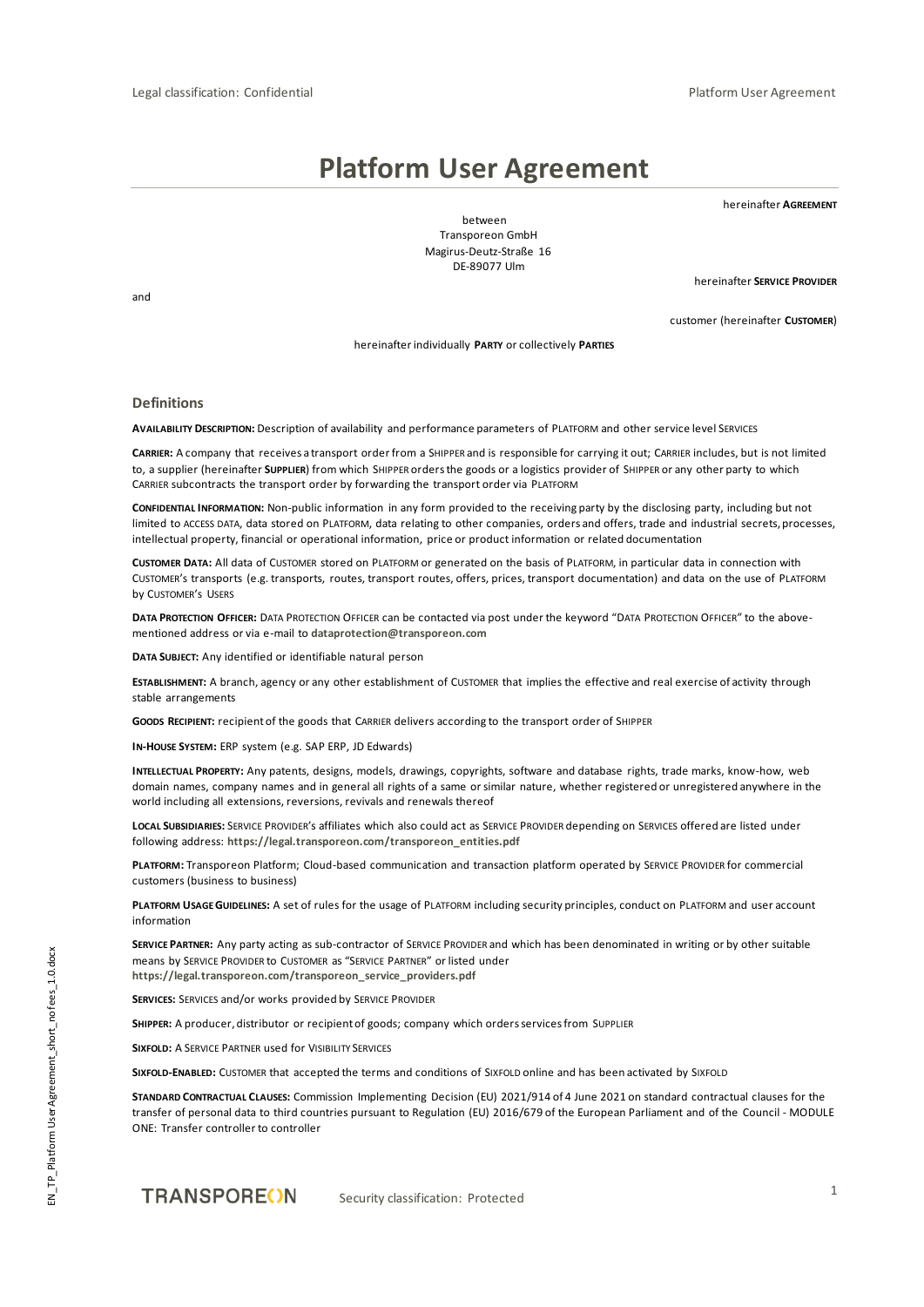# Platform User Agreement

hereinafter **AGREEMENT**

between
Transporeon GmbH
Magirus-Deutz-Straße 16
DE-89077 Ulm

hereinafter **SERVICE PROVIDER**

and

customer (hereinafter **CUSTOMER**)

hereinafter individually **PARTY** or collectively **PARTIES**

## Definitions

**AVAILABILITY DESCRIPTION:** Description of availability and performance parameters of PLATFORM and other service level SERVICES

**CARRIER:** A company that receives a transport order from a SHIPPER and is responsible for carrying it out; CARRIER includes, but is not limited to, a supplier (hereinafter **SUPPLIER**) from which SHIPPER orders the goods or a logistics provider of SHIPPER or any other party to which CARRIER subcontracts the transport order by forwarding the transport order via PLATFORM

**CONFIDENTIAL INFORMATION:** Non-public information in any form provided to the receiving party by the disclosing party, including but not limited to ACCESS DATA, data stored on PLATFORM, data relating to other companies, orders and offers, trade and industrial secrets, processes, intellectual property, financial or operational information, price or product information or related documentation

**CUSTOMER DATA:** All data of CUSTOMER stored on PLATFORM or generated on the basis of PLATFORM, in particular data in connection with CUSTOMER's transports (e.g. transports, routes, transport routes, offers, prices, transport documentation) and data on the use of PLATFORM by CUSTOMER's USERS

**DATA PROTECTION OFFICER:** DATA PROTECTION OFFICER can be contacted via post under the keyword "DATA PROTECTION OFFICER" to the above-mentioned address or via e-mail to **dataprotection@transporeon.com**

**DATA SUBJECT:** Any identified or identifiable natural person

**ESTABLISHMENT:** A branch, agency or any other establishment of CUSTOMER that implies the effective and real exercise of activity through stable arrangements

**GOODS RECIPIENT:** recipient of the goods that CARRIER delivers according to the transport order of SHIPPER

**IN-HOUSE SYSTEM:** ERP system (e.g. SAP ERP, JD Edwards)

**INTELLECTUAL PROPERTY:** Any patents, designs, models, drawings, copyrights, software and database rights, trade marks, know-how, web domain names, company names and in general all rights of a same or similar nature, whether registered or unregistered anywhere in the world including all extensions, reversions, revivals and renewals thereof

**LOCAL SUBSIDIARIES:** SERVICE PROVIDER's affiliates which also could act as SERVICE PROVIDER depending on SERVICES offered are listed under following address: **https://legal.transporeon.com/transporeon_entities.pdf**

**PLATFORM:** Transporeon Platform; Cloud-based communication and transaction platform operated by SERVICE PROVIDER for commercial customers (business to business)

**PLATFORM USAGE GUIDELINES:** A set of rules for the usage of PLATFORM including security principles, conduct on PLATFORM and user account information

**SERVICE PARTNER:** Any party acting as sub-contractor of SERVICE PROVIDER and which has been denominated in writing or by other suitable means by SERVICE PROVIDER to CUSTOMER as "SERVICE PARTNER" or listed under **https://legal.transporeon.com/transporeon_service_providers.pdf**

**SERVICES:** SERVICES and/or works provided by SERVICE PROVIDER

**SHIPPER:** A producer, distributor or recipient of goods; company which orders services from SUPPLIER

**SIXFOLD:** A SERVICE PARTNER used for VISIBILITY SERVICES

**SIXFOLD-ENABLED:** CUSTOMER that accepted the terms and conditions of SIXFOLD online and has been activated by SIXFOLD

**STANDARD CONTRACTUAL CLAUSES:** Commission Implementing Decision (EU) 2021/914 of 4 June 2021 on standard contractual clauses for the transfer of personal data to third countries pursuant to Regulation (EU) 2016/679 of the European Parliament and of the Council - MODULE ONE: Transfer controller to controller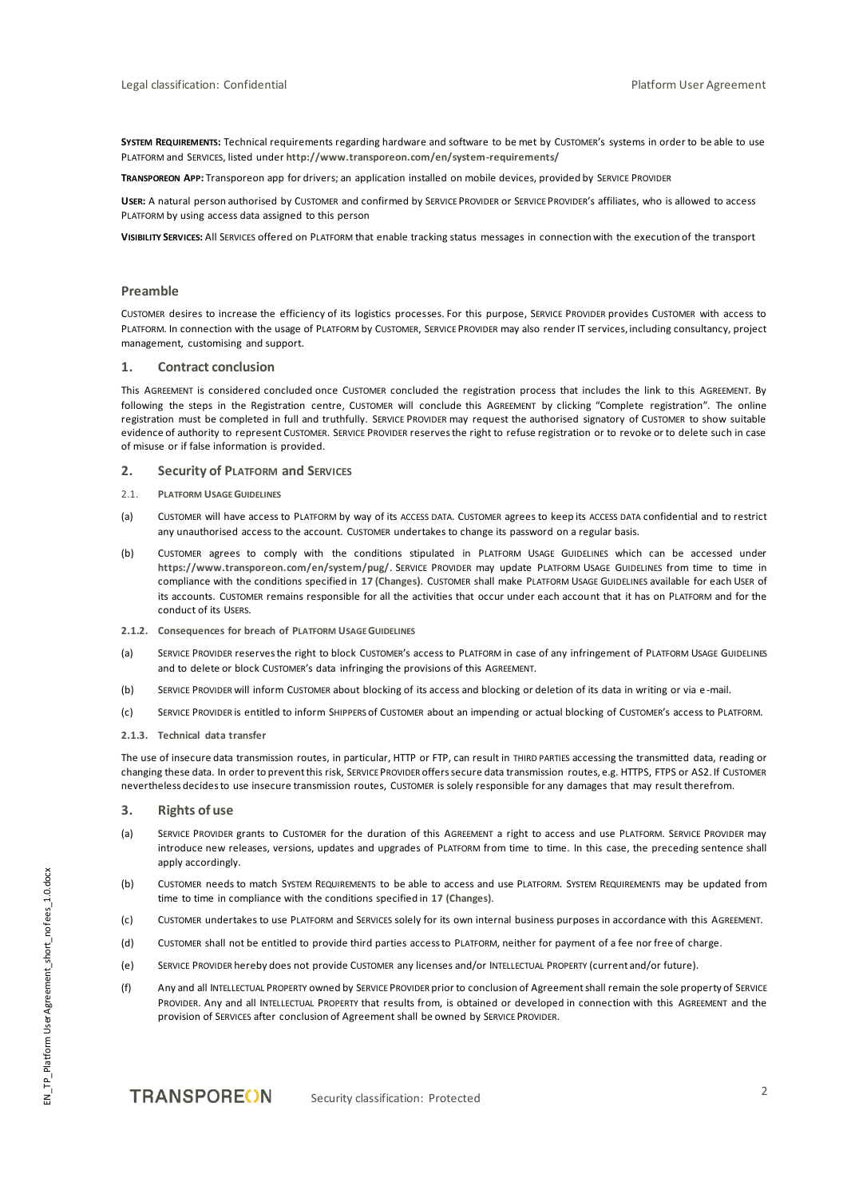**SYSTEM REQUIREMENTS:** Technical requirements regarding hardware and software to be met by CUSTOMER's systems in order to be able to use PLATFORM and SERVICES, listed under **http://www.transporeon.com/en/system-requirements/**

**TRANSPOREON APP:** Transporeon app for drivers; an application installed on mobile devices, provided by SERVICE PROVIDER

**USER:** A natural person authorised by CUSTOMER and confirmed by SERVICE PROVIDER or SERVICE PROVIDER's affiliates, who is allowed to access PLATFORM by using access data assigned to this person

**VISIBILITY SERVICES:** All SERVICES offered on PLATFORM that enable tracking status messages in connection with the execution of the transport

## Preamble

CUSTOMER desires to increase the efficiency of its logistics processes. For this purpose, SERVICE PROVIDER provides CUSTOMER with access to PLATFORM. In connection with the usage of PLATFORM by CUSTOMER, SERVICE PROVIDER may also render IT services, including consultancy, project management, customising and support.

## 1. Contract conclusion

This AGREEMENT is considered concluded once CUSTOMER concluded the registration process that includes the link to this AGREEMENT. By following the steps in the Registration centre, CUSTOMER will conclude this AGREEMENT by clicking "Complete registration". The online registration must be completed in full and truthfully. SERVICE PROVIDER may request the authorised signatory of CUSTOMER to show suitable evidence of authority to represent CUSTOMER. SERVICE PROVIDER reserves the right to refuse registration or to revoke or to delete such in case of misuse or if false information is provided.

## 2. Security of PLATFORM and SERVICES

### 2.1. PLATFORM USAGE GUIDELINES

(a) CUSTOMER will have access to PLATFORM by way of its ACCESS DATA. CUSTOMER agrees to keep its ACCESS DATA confidential and to restrict any unauthorised access to the account. CUSTOMER undertakes to change its password on a regular basis.

(b) CUSTOMER agrees to comply with the conditions stipulated in PLATFORM USAGE GUIDELINES which can be accessed under **https://www.transporeon.com/en/system/pug/**. SERVICE PROVIDER may update PLATFORM USAGE GUIDELINES from time to time in compliance with the conditions specified in **17 (Changes)**. CUSTOMER shall make PLATFORM USAGE GUIDELINES available for each USER of its accounts. CUSTOMER remains responsible for all the activities that occur under each account that it has on PLATFORM and for the conduct of its USERS.

### 2.1.2. Consequences for breach of PLATFORM USAGE GUIDELINES

(a) SERVICE PROVIDER reserves the right to block CUSTOMER's access to PLATFORM in case of any infringement of PLATFORM USAGE GUIDELINES and to delete or block CUSTOMER's data infringing the provisions of this AGREEMENT.

(b) SERVICE PROVIDER will inform CUSTOMER about blocking of its access and blocking or deletion of its data in writing or via e-mail.

(c) SERVICE PROVIDER is entitled to inform SHIPPERS of CUSTOMER about an impending or actual blocking of CUSTOMER's access to PLATFORM.

### 2.1.3. Technical data transfer

The use of insecure data transmission routes, in particular, HTTP or FTP, can result in THIRD PARTIES accessing the transmitted data, reading or changing these data. In order to prevent this risk, SERVICE PROVIDER offers secure data transmission routes, e.g. HTTPS, FTPS or AS2. If CUSTOMER nevertheless decides to use insecure transmission routes, CUSTOMER is solely responsible for any damages that may result therefrom.

## 3. Rights of use

(a) SERVICE PROVIDER grants to CUSTOMER for the duration of this AGREEMENT a right to access and use PLATFORM. SERVICE PROVIDER may introduce new releases, versions, updates and upgrades of PLATFORM from time to time. In this case, the preceding sentence shall apply accordingly.

(b) CUSTOMER needs to match SYSTEM REQUIREMENTS to be able to access and use PLATFORM. SYSTEM REQUIREMENTS may be updated from time to time in compliance with the conditions specified in **17 (Changes)**.

(c) CUSTOMER undertakes to use PLATFORM and SERVICES solely for its own internal business purposes in accordance with this AGREEMENT.

(d) CUSTOMER shall not be entitled to provide third parties access to PLATFORM, neither for payment of a fee nor free of charge.

(e) SERVICE PROVIDER hereby does not provide CUSTOMER any licenses and/or INTELLECTUAL PROPERTY (current and/or future).

(f) Any and all INTELLECTUAL PROPERTY owned by SERVICE PROVIDER prior to conclusion of Agreement shall remain the sole property of SERVICE PROVIDER. Any and all INTELLECTUAL PROPERTY that results from, is obtained or developed in connection with this AGREEMENT and the provision of SERVICES after conclusion of Agreement shall be owned by SERVICE PROVIDER.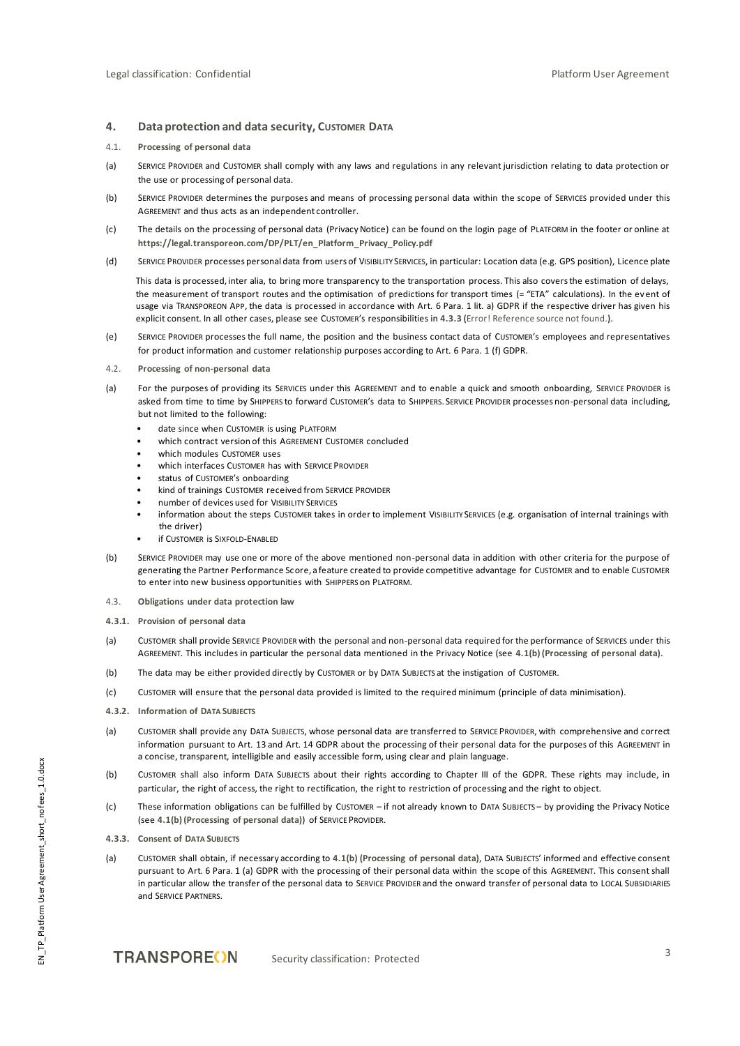## 4. Data protection and data security, CUSTOMER DATA

4.1. **Processing of personal data**

(a) SERVICE PROVIDER and CUSTOMER shall comply with any laws and regulations in any relevant jurisdiction relating to data protection or the use or processing of personal data.

(b) SERVICE PROVIDER determines the purposes and means of processing personal data within the scope of SERVICES provided under this AGREEMENT and thus acts as an independent controller.

(c) The details on the processing of personal data (Privacy Notice) can be found on the login page of PLATFORM in the footer or online at **https://legal.transporeon.com/DP/PLT/en_Platform_Privacy_Policy.pdf**

(d) SERVICE PROVIDER processes personal data from users of VISIBILITY SERVICES, in particular: Location data (e.g. GPS position), Licence plate

This data is processed, inter alia, to bring more transparency to the transportation process. This also covers the estimation of delays, the measurement of transport routes and the optimisation of predictions for transport times (= "ETA" calculations). In the event of usage via TRANSPOREON APP, the data is processed in accordance with Art. 6 Para. 1 lit. a) GDPR if the respective driver has given his explicit consent. In all other cases, please see CUSTOMER's responsibilities in **4.3.3** (Error! Reference source not found.).

(e) SERVICE PROVIDER processes the full name, the position and the business contact data of CUSTOMER's employees and representatives for product information and customer relationship purposes according to Art. 6 Para. 1 (f) GDPR.

4.2. **Processing of non-personal data**

(a) For the purposes of providing its SERVICES under this AGREEMENT and to enable a quick and smooth onboarding, SERVICE PROVIDER is asked from time to time by SHIPPERS to forward CUSTOMER's data to SHIPPERS. SERVICE PROVIDER processes non-personal data including, but not limited to the following:
   - date since when CUSTOMER is using PLATFORM
   - which contract version of this AGREEMENT CUSTOMER concluded
   - which modules CUSTOMER uses
   - which interfaces CUSTOMER has with SERVICE PROVIDER
   - status of CUSTOMER's onboarding
   - kind of trainings CUSTOMER received from SERVICE PROVIDER
   - number of devices used for VISIBILITY SERVICES
   - information about the steps CUSTOMER takes in order to implement VISIBILITY SERVICES (e.g. organisation of internal trainings with the driver)
   - if CUSTOMER is SIXFOLD-ENABLED

(b) SERVICE PROVIDER may use one or more of the above mentioned non-personal data in addition with other criteria for the purpose of generating the Partner Performance Score, a feature created to provide competitive advantage for CUSTOMER and to enable CUSTOMER to enter into new business opportunities with SHIPPERS on PLATFORM.

4.3. **Obligations under data protection law**

**4.3.1. Provision of personal data**

(a) CUSTOMER shall provide SERVICE PROVIDER with the personal and non-personal data required for the performance of SERVICES under this AGREEMENT. This includes in particular the personal data mentioned in the Privacy Notice (see **4.1(b) (Processing of personal data)**.

(b) The data may be either provided directly by CUSTOMER or by DATA SUBJECTS at the instigation of CUSTOMER.

(c) CUSTOMER will ensure that the personal data provided is limited to the required minimum (principle of data minimisation).

**4.3.2. Information of DATA SUBJECTS**

(a) CUSTOMER shall provide any DATA SUBJECTS, whose personal data are transferred to SERVICE PROVIDER, with comprehensive and correct information pursuant to Art. 13 and Art. 14 GDPR about the processing of their personal data for the purposes of this AGREEMENT in a concise, transparent, intelligible and easily accessible form, using clear and plain language.

(b) CUSTOMER shall also inform DATA SUBJECTS about their rights according to Chapter III of the GDPR. These rights may include, in particular, the right of access, the right to rectification, the right to restriction of processing and the right to object.

(c) These information obligations can be fulfilled by CUSTOMER – if not already known to DATA SUBJECTS – by providing the Privacy Notice (see **4.1(b) (Processing of personal data)**) of SERVICE PROVIDER.

**4.3.3. Consent of DATA SUBJECTS**

(a) CUSTOMER shall obtain, if necessary according to **4.1(b) (Processing of personal data)**, DATA SUBJECTS' informed and effective consent pursuant to Art. 6 Para. 1 (a) GDPR with the processing of their personal data within the scope of this AGREEMENT. This consent shall in particular allow the transfer of the personal data to SERVICE PROVIDER and the onward transfer of personal data to LOCAL SUBSIDIARIES and SERVICE PARTNERS.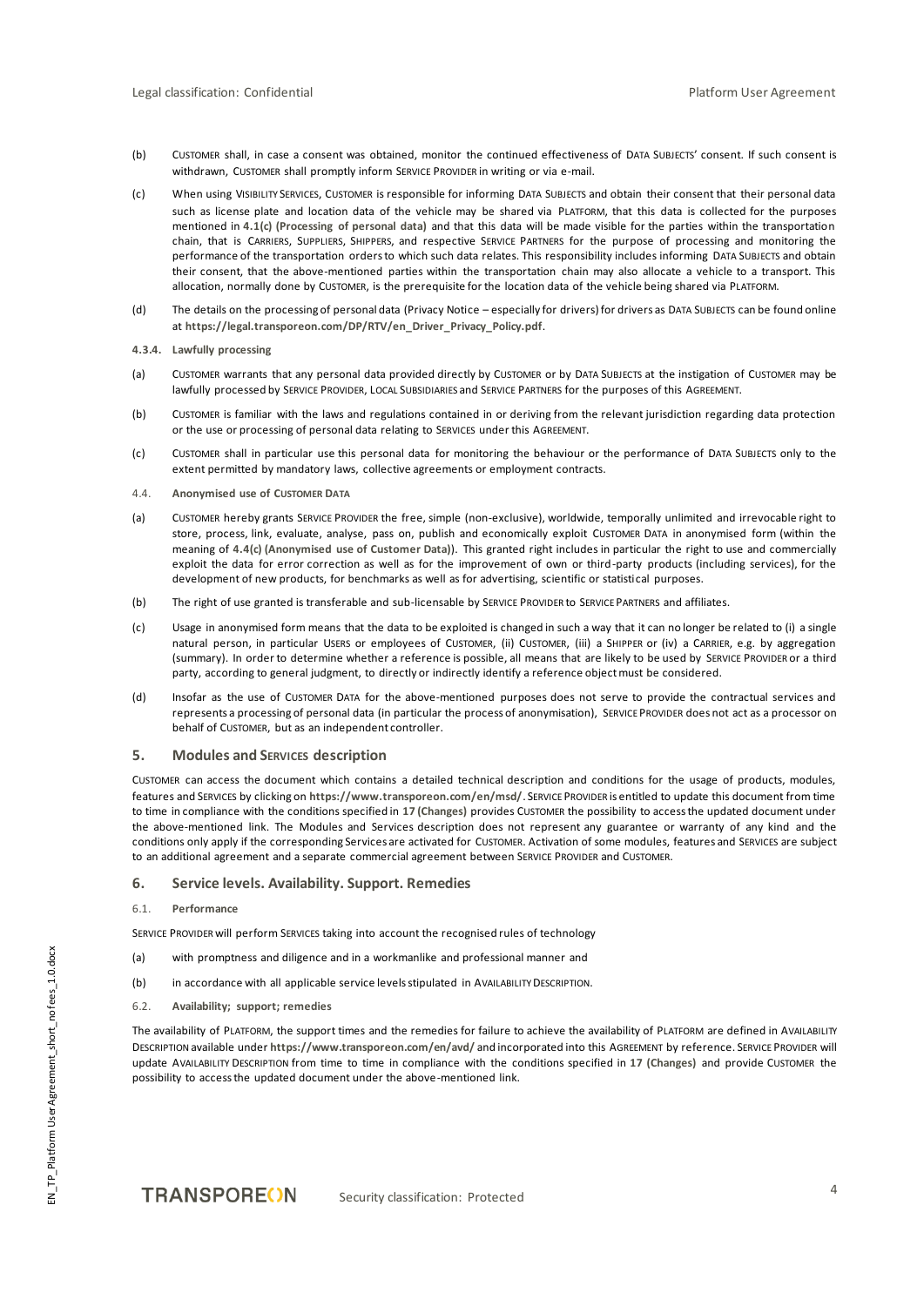(b) CUSTOMER shall, in case a consent was obtained, monitor the continued effectiveness of DATA SUBJECTS' consent. If such consent is withdrawn, CUSTOMER shall promptly inform SERVICE PROVIDER in writing or via e-mail.

(c) When using VISIBILITY SERVICES, CUSTOMER is responsible for informing DATA SUBJECTS and obtain their consent that their personal data such as license plate and location data of the vehicle may be shared via PLATFORM, that this data is collected for the purposes mentioned in **4.1(c) (Processing of personal data)** and that this data will be made visible for the parties within the transportation chain, that is CARRIERS, SUPPLIERS, SHIPPERS, and respective SERVICE PARTNERS for the purpose of processing and monitoring the performance of the transportation orders to which such data relates. This responsibility includes informing DATA SUBJECTS and obtain their consent, that the above-mentioned parties within the transportation chain may also allocate a vehicle to a transport. This allocation, normally done by CUSTOMER, is the prerequisite for the location data of the vehicle being shared via PLATFORM.

(d) The details on the processing of personal data (Privacy Notice – especially for drivers) for drivers as DATA SUBJECTS can be found online at **https://legal.transporeon.com/DP/RTV/en_Driver_Privacy_Policy.pdf**.

#### 4.3.4. Lawfully processing

(a) CUSTOMER warrants that any personal data provided directly by CUSTOMER or by DATA SUBJECTS at the instigation of CUSTOMER may be lawfully processed by SERVICE PROVIDER, LOCAL SUBSIDIARIES and SERVICE PARTNERS for the purposes of this AGREEMENT.

(b) CUSTOMER is familiar with the laws and regulations contained in or deriving from the relevant jurisdiction regarding data protection or the use or processing of personal data relating to SERVICES under this AGREEMENT.

(c) CUSTOMER shall in particular use this personal data for monitoring the behaviour or the performance of DATA SUBJECTS only to the extent permitted by mandatory laws, collective agreements or employment contracts.

### 4.4. Anonymised use of CUSTOMER DATA

(a) CUSTOMER hereby grants SERVICE PROVIDER the free, simple (non-exclusive), worldwide, temporally unlimited and irrevocable right to store, process, link, evaluate, analyse, pass on, publish and economically exploit CUSTOMER DATA in anonymised form (within the meaning of **4.4(c) (Anonymised use of Customer Data)**). This granted right includes in particular the right to use and commercially exploit the data for error correction as well as for the improvement of own or third-party products (including services), for the development of new products, for benchmarks as well as for advertising, scientific or statistical purposes.

(b) The right of use granted is transferable and sub-licensable by SERVICE PROVIDER to SERVICE PARTNERS and affiliates.

(c) Usage in anonymised form means that the data to be exploited is changed in such a way that it can no longer be related to (i) a single natural person, in particular USERS or employees of CUSTOMER, (ii) CUSTOMER, (iii) a SHIPPER or (iv) a CARRIER, e.g. by aggregation (summary). In order to determine whether a reference is possible, all means that are likely to be used by SERVICE PROVIDER or a third party, according to general judgment, to directly or indirectly identify a reference object must be considered.

(d) Insofar as the use of CUSTOMER DATA for the above-mentioned purposes does not serve to provide the contractual services and represents a processing of personal data (in particular the process of anonymisation), SERVICE PROVIDER does not act as a processor on behalf of CUSTOMER, but as an independent controller.

## 5. Modules and SERVICES description

CUSTOMER can access the document which contains a detailed technical description and conditions for the usage of products, modules, features and SERVICES by clicking on **https://www.transporeon.com/en/msd/**. SERVICE PROVIDER is entitled to update this document from time to time in compliance with the conditions specified in **17 (Changes)** provides CUSTOMER the possibility to access the updated document under the above-mentioned link. The Modules and Services description does not represent any guarantee or warranty of any kind and the conditions only apply if the corresponding Services are activated for CUSTOMER. Activation of some modules, features and SERVICES are subject to an additional agreement and a separate commercial agreement between SERVICE PROVIDER and CUSTOMER.

## 6. Service levels. Availability. Support. Remedies

### 6.1. Performance

SERVICE PROVIDER will perform SERVICES taking into account the recognised rules of technology

(a) with promptness and diligence and in a workmanlike and professional manner and

(b) in accordance with all applicable service levels stipulated in AVAILABILITY DESCRIPTION.

### 6.2. Availability; support; remedies

The availability of PLATFORM, the support times and the remedies for failure to achieve the availability of PLATFORM are defined in AVAILABILITY DESCRIPTION available under **https://www.transporeon.com/en/avd/** and incorporated into this AGREEMENT by reference. SERVICE PROVIDER will update AVAILABILITY DESCRIPTION from time to time in compliance with the conditions specified in **17 (Changes)** and provide CUSTOMER the possibility to access the updated document under the above-mentioned link.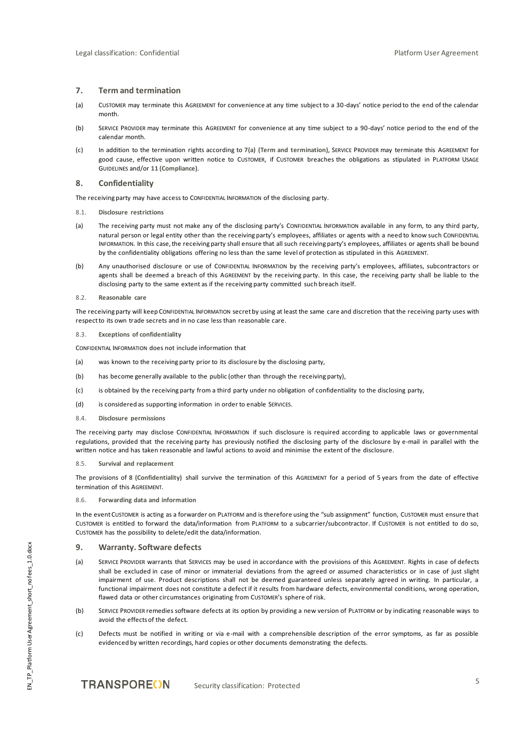## 7. Term and termination

(a) CUSTOMER may terminate this AGREEMENT for convenience at any time subject to a 30-days' notice period to the end of the calendar month.

(b) SERVICE PROVIDER may terminate this AGREEMENT for convenience at any time subject to a 90-days' notice period to the end of the calendar month.

(c) In addition to the termination rights according to **7(a) (Term and termination)**, SERVICE PROVIDER may terminate this AGREEMENT for good cause, effective upon written notice to CUSTOMER, if CUSTOMER breaches the obligations as stipulated in PLATFORM USAGE GUIDELINES and/or **11 (Compliance)**.

## 8. Confidentiality

The receiving party may have access to CONFIDENTIAL INFORMATION of the disclosing party.

### 8.1. Disclosure restrictions

(a) The receiving party must not make any of the disclosing party's CONFIDENTIAL INFORMATION available in any form, to any third party, natural person or legal entity other than the receiving party's employees, affiliates or agents with a need to know such CONFIDENTIAL INFORMATION. In this case, the receiving party shall ensure that all such receiving party's employees, affiliates or agents shall be bound by the confidentiality obligations offering no less than the same level of protection as stipulated in this AGREEMENT.

(b) Any unauthorised disclosure or use of CONFIDENTIAL INFORMATION by the receiving party's employees, affiliates, subcontractors or agents shall be deemed a breach of this AGREEMENT by the receiving party. In this case, the receiving party shall be liable to the disclosing party to the same extent as if the receiving party committed such breach itself.

### 8.2. Reasonable care

The receiving party will keep CONFIDENTIAL INFORMATION secret by using at least the same care and discretion that the receiving party uses with respect to its own trade secrets and in no case less than reasonable care.

### 8.3. Exceptions of confidentiality

CONFIDENTIAL INFORMATION does not include information that

(a) was known to the receiving party prior to its disclosure by the disclosing party,

(b) has become generally available to the public (other than through the receiving party),

(c) is obtained by the receiving party from a third party under no obligation of confidentiality to the disclosing party,

(d) is considered as supporting information in order to enable SERVICES.

### 8.4. Disclosure permissions

The receiving party may disclose CONFIDENTIAL INFORMATION if such disclosure is required according to applicable laws or governmental regulations, provided that the receiving party has previously notified the disclosing party of the disclosure by e-mail in parallel with the written notice and has taken reasonable and lawful actions to avoid and minimise the extent of the disclosure.

### 8.5. Survival and replacement

The provisions of **8 (Confidentiality)** shall survive the termination of this AGREEMENT for a period of 5 years from the date of effective termination of this AGREEMENT.

### 8.6. Forwarding data and information

In the event CUSTOMER is acting as a forwarder on PLATFORM and is therefore using the "sub assignment" function, CUSTOMER must ensure that CUSTOMER is entitled to forward the data/information from PLATFORM to a subcarrier/subcontractor. If CUSTOMER is not entitled to do so, CUSTOMER has the possibility to delete/edit the data/information.

## 9. Warranty. Software defects

(a) SERVICE PROVIDER warrants that SERVICES may be used in accordance with the provisions of this AGREEMENT. Rights in case of defects shall be excluded in case of minor or immaterial deviations from the agreed or assumed characteristics or in case of just slight impairment of use. Product descriptions shall not be deemed guaranteed unless separately agreed in writing. In particular, a functional impairment does not constitute a defect if it results from hardware defects, environmental conditions, wrong operation, flawed data or other circumstances originating from CUSTOMER's sphere of risk.

(b) SERVICE PROVIDER remedies software defects at its option by providing a new version of PLATFORM or by indicating reasonable ways to avoid the effects of the defect.

(c) Defects must be notified in writing or via e-mail with a comprehensible description of the error symptoms, as far as possible evidenced by written recordings, hard copies or other documents demonstrating the defects.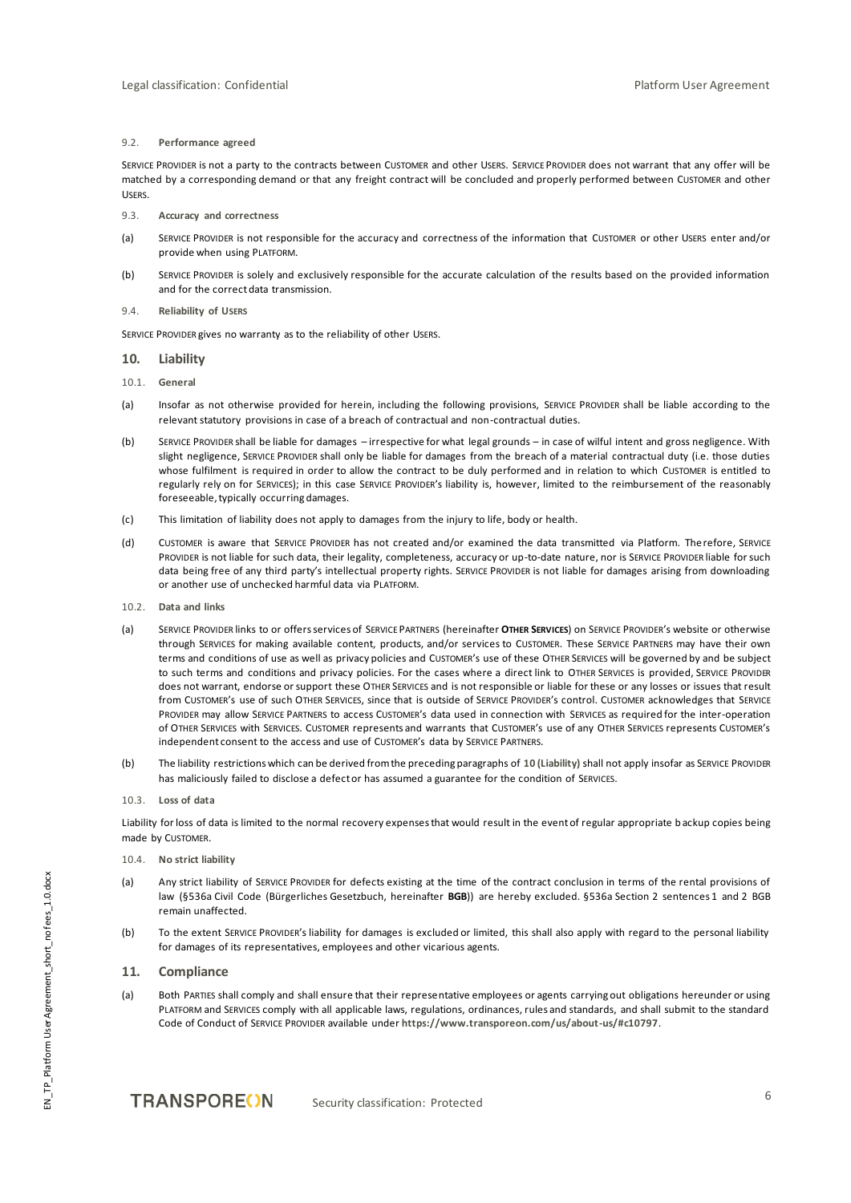#### 9.2. **Performance agreed**

SERVICE PROVIDER is not a party to the contracts between CUSTOMER and other USERS. SERVICE PROVIDER does not warrant that any offer will be matched by a corresponding demand or that any freight contract will be concluded and properly performed between CUSTOMER and other USERS.

#### 9.3. **Accuracy and correctness**

(a) SERVICE PROVIDER is not responsible for the accuracy and correctness of the information that CUSTOMER or other USERS enter and/or provide when using PLATFORM.

(b) SERVICE PROVIDER is solely and exclusively responsible for the accurate calculation of the results based on the provided information and for the correct data transmission.

#### 9.4. **Reliability of USERS**

SERVICE PROVIDER gives no warranty as to the reliability of other USERS.

## 10. Liability

#### 10.1. **General**

(a) Insofar as not otherwise provided for herein, including the following provisions, SERVICE PROVIDER shall be liable according to the relevant statutory provisions in case of a breach of contractual and non-contractual duties.

(b) SERVICE PROVIDER shall be liable for damages – irrespective for what legal grounds – in case of wilful intent and gross negligence. With slight negligence, SERVICE PROVIDER shall only be liable for damages from the breach of a material contractual duty (i.e. those duties whose fulfilment is required in order to allow the contract to be duly performed and in relation to which CUSTOMER is entitled to regularly rely on for SERVICES); in this case SERVICE PROVIDER's liability is, however, limited to the reimbursement of the reasonably foreseeable, typically occurring damages.

(c) This limitation of liability does not apply to damages from the injury to life, body or health.

(d) CUSTOMER is aware that SERVICE PROVIDER has not created and/or examined the data transmitted via Platform. Therefore, SERVICE PROVIDER is not liable for such data, their legality, completeness, accuracy or up-to-date nature, nor is SERVICE PROVIDER liable for such data being free of any third party's intellectual property rights. SERVICE PROVIDER is not liable for damages arising from downloading or another use of unchecked harmful data via PLATFORM.

#### 10.2. **Data and links**

(a) SERVICE PROVIDER links to or offers services of SERVICE PARTNERS (hereinafter **OTHER SERVICES**) on SERVICE PROVIDER's website or otherwise through SERVICES for making available content, products, and/or services to CUSTOMER. These SERVICE PARTNERS may have their own terms and conditions of use as well as privacy policies and CUSTOMER's use of these OTHER SERVICES will be governed by and be subject to such terms and conditions and privacy policies. For the cases where a direct link to OTHER SERVICES is provided, SERVICE PROVIDER does not warrant, endorse or support these OTHER SERVICES and is not responsible or liable for these or any losses or issues that result from CUSTOMER's use of such OTHER SERVICES, since that is outside of SERVICE PROVIDER's control. CUSTOMER acknowledges that SERVICE PROVIDER may allow SERVICE PARTNERS to access CUSTOMER's data used in connection with SERVICES as required for the inter-operation of OTHER SERVICES with SERVICES. CUSTOMER represents and warrants that CUSTOMER's use of any OTHER SERVICES represents CUSTOMER's independent consent to the access and use of CUSTOMER's data by SERVICE PARTNERS.

(b) The liability restrictions which can be derived from the preceding paragraphs of **10 (Liability)** shall not apply insofar as SERVICE PROVIDER has maliciously failed to disclose a defect or has assumed a guarantee for the condition of SERVICES.

#### 10.3. **Loss of data**

Liability for loss of data is limited to the normal recovery expenses that would result in the event of regular appropriate backup copies being made by CUSTOMER.

#### 10.4. **No strict liability**

(a) Any strict liability of SERVICE PROVIDER for defects existing at the time of the contract conclusion in terms of the rental provisions of law (§536a Civil Code (Bürgerliches Gesetzbuch, hereinafter **BGB**)) are hereby excluded. §536a Section 2 sentences 1 and 2 BGB remain unaffected.

(b) To the extent SERVICE PROVIDER's liability for damages is excluded or limited, this shall also apply with regard to the personal liability for damages of its representatives, employees and other vicarious agents.

## 11. Compliance

(a) Both PARTIES shall comply and shall ensure that their representative employees or agents carrying out obligations hereunder or using PLATFORM and SERVICES comply with all applicable laws, regulations, ordinances, rules and standards, and shall submit to the standard Code of Conduct of SERVICE PROVIDER available under **https://www.transporeon.com/us/about-us/#c10797**.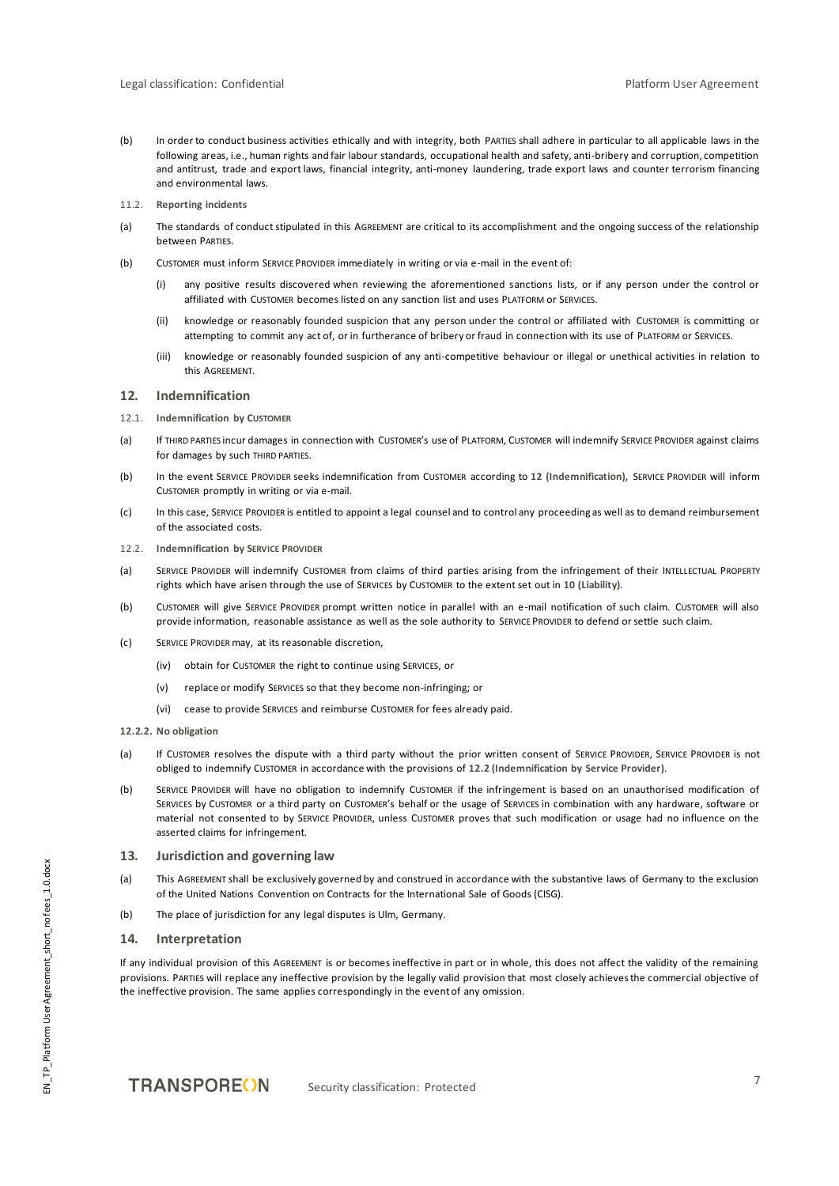(b) In order to conduct business activities ethically and with integrity, both PARTIES shall adhere in particular to all applicable laws in the following areas, i.e., human rights and fair labour standards, occupational health and safety, anti-bribery and corruption, competition and antitrust, trade and export laws, financial integrity, anti-money laundering, trade export laws and counter terrorism financing and environmental laws.

11.2. **Reporting incidents**

(a) The standards of conduct stipulated in this AGREEMENT are critical to its accomplishment and the ongoing success of the relationship between PARTIES.

(b) CUSTOMER must inform SERVICE PROVIDER immediately in writing or via e-mail in the event of:

(i) any positive results discovered when reviewing the aforementioned sanctions lists, or if any person under the control or affiliated with CUSTOMER becomes listed on any sanction list and uses PLATFORM or SERVICES.

(ii) knowledge or reasonably founded suspicion that any person under the control or affiliated with CUSTOMER is committing or attempting to commit any act of, or in furtherance of bribery or fraud in connection with its use of PLATFORM or SERVICES.

(iii) knowledge or reasonably founded suspicion of any anti-competitive behaviour or illegal or unethical activities in relation to this AGREEMENT.

## 12. Indemnification

12.1. **Indemnification by CUSTOMER**

(a) If THIRD PARTIES incur damages in connection with CUSTOMER's use of PLATFORM, CUSTOMER will indemnify SERVICE PROVIDER against claims for damages by such THIRD PARTIES.

(b) In the event SERVICE PROVIDER seeks indemnification from CUSTOMER according to **12 (Indemnification)**, SERVICE PROVIDER will inform CUSTOMER promptly in writing or via e-mail.

(c) In this case, SERVICE PROVIDER is entitled to appoint a legal counsel and to control any proceeding as well as to demand reimbursement of the associated costs.

12.2. **Indemnification by SERVICE PROVIDER**

(a) SERVICE PROVIDER will indemnify CUSTOMER from claims of third parties arising from the infringement of their INTELLECTUAL PROPERTY rights which have arisen through the use of SERVICES by CUSTOMER to the extent set out in **10 (Liability)**.

(b) CUSTOMER will give SERVICE PROVIDER prompt written notice in parallel with an e-mail notification of such claim. CUSTOMER will also provide information, reasonable assistance as well as the sole authority to SERVICE PROVIDER to defend or settle such claim.

(c) SERVICE PROVIDER may, at its reasonable discretion,

(iv) obtain for CUSTOMER the right to continue using SERVICES, or

(v) replace or modify SERVICES so that they become non-infringing; or

(vi) cease to provide SERVICES and reimburse CUSTOMER for fees already paid.

**12.2.2. No obligation**

(a) If CUSTOMER resolves the dispute with a third party without the prior written consent of SERVICE PROVIDER, SERVICE PROVIDER is not obliged to indemnify CUSTOMER in accordance with the provisions of **12.2 (Indemnification by Service Provider)**.

(b) SERVICE PROVIDER will have no obligation to indemnify CUSTOMER if the infringement is based on an unauthorised modification of SERVICES by CUSTOMER or a third party on CUSTOMER's behalf or the usage of SERVICES in combination with any hardware, software or material not consented to by SERVICE PROVIDER, unless CUSTOMER proves that such modification or usage had no influence on the asserted claims for infringement.

## 13. Jurisdiction and governing law

(a) This AGREEMENT shall be exclusively governed by and construed in accordance with the substantive laws of Germany to the exclusion of the United Nations Convention on Contracts for the International Sale of Goods (CISG).

(b) The place of jurisdiction for any legal disputes is Ulm, Germany.

## 14. Interpretation

If any individual provision of this AGREEMENT is or becomes ineffective in part or in whole, this does not affect the validity of the remaining provisions. PARTIES will replace any ineffective provision by the legally valid provision that most closely achieves the commercial objective of the ineffective provision. The same applies correspondingly in the event of any omission.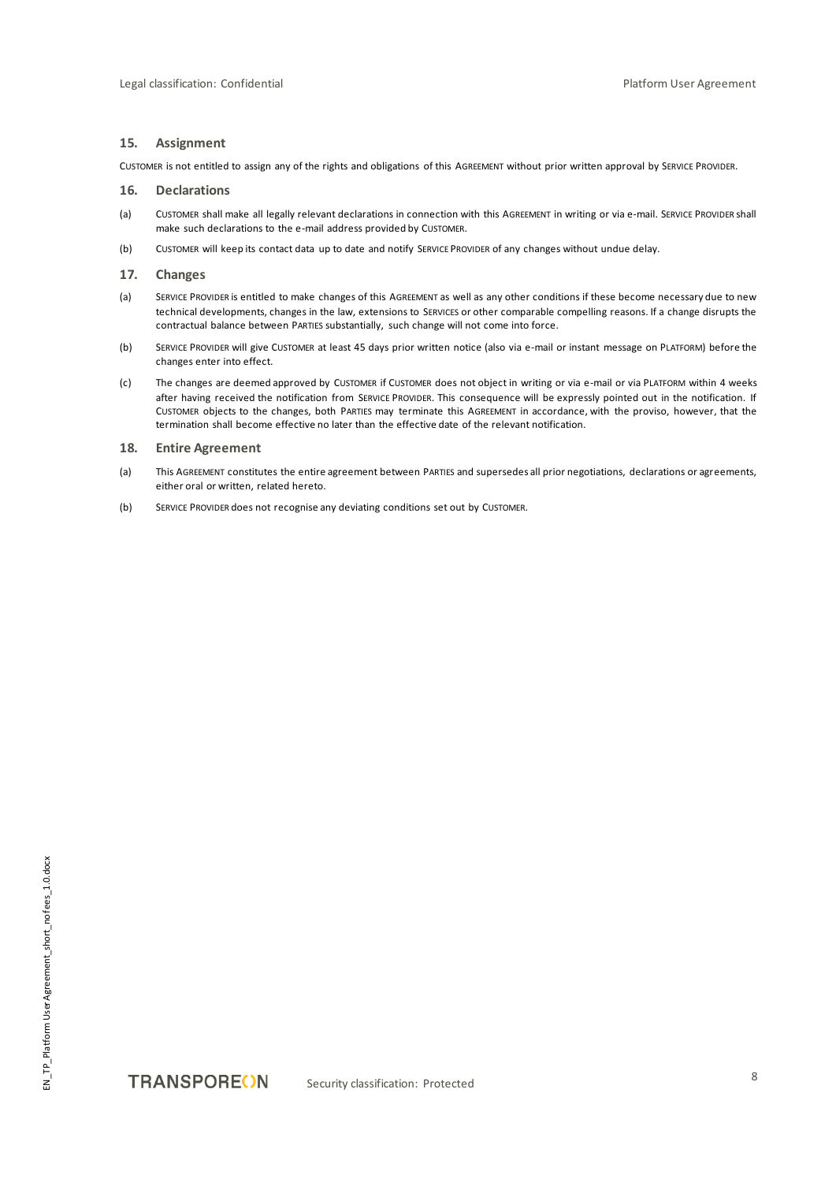## 15. Assignment

CUSTOMER is not entitled to assign any of the rights and obligations of this AGREEMENT without prior written approval by SERVICE PROVIDER.

## 16. Declarations

(a) CUSTOMER shall make all legally relevant declarations in connection with this AGREEMENT in writing or via e-mail. SERVICE PROVIDER shall make such declarations to the e-mail address provided by CUSTOMER.

(b) CUSTOMER will keep its contact data up to date and notify SERVICE PROVIDER of any changes without undue delay.

## 17. Changes

(a) SERVICE PROVIDER is entitled to make changes of this AGREEMENT as well as any other conditions if these become necessary due to new technical developments, changes in the law, extensions to SERVICES or other comparable compelling reasons. If a change disrupts the contractual balance between PARTIES substantially, such change will not come into force.

(b) SERVICE PROVIDER will give CUSTOMER at least 45 days prior written notice (also via e-mail or instant message on PLATFORM) before the changes enter into effect.

(c) The changes are deemed approved by CUSTOMER if CUSTOMER does not object in writing or via e-mail or via PLATFORM within 4 weeks after having received the notification from SERVICE PROVIDER. This consequence will be expressly pointed out in the notification. If CUSTOMER objects to the changes, both PARTIES may terminate this AGREEMENT in accordance, with the proviso, however, that the termination shall become effective no later than the effective date of the relevant notification.

## 18. Entire Agreement

(a) This AGREEMENT constitutes the entire agreement between PARTIES and supersedes all prior negotiations, declarations or agreements, either oral or written, related hereto.

(b) SERVICE PROVIDER does not recognise any deviating conditions set out by CUSTOMER.